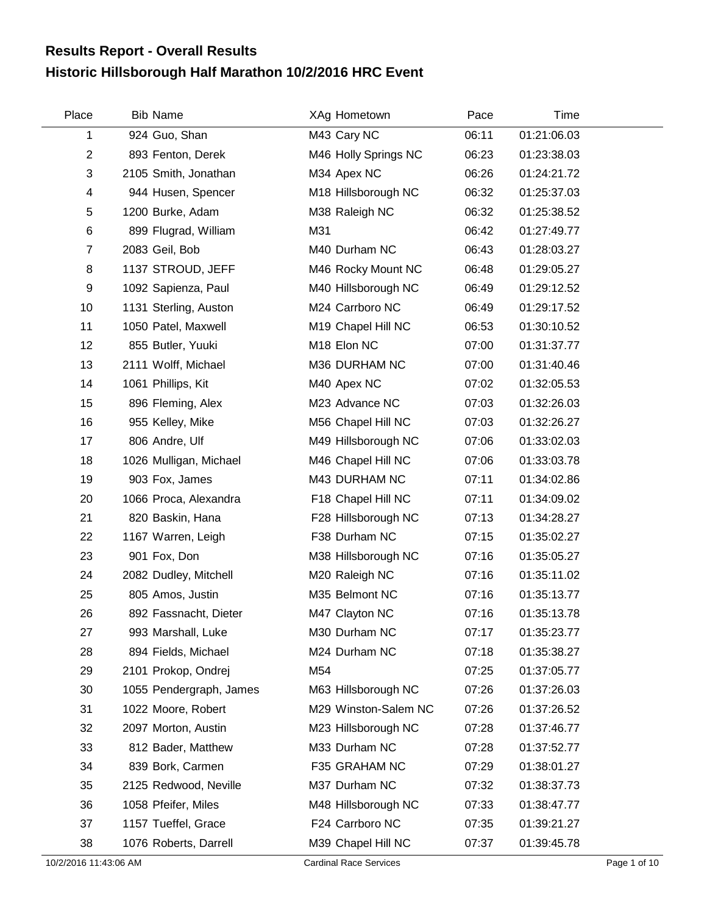## Results Report - Overall Results
# Historic Hillsborough Half Marathon 10/2/2016 HRC Event

| Place | Bib | Name | XAg | Hometown | Pace | Time |
|---|---|---|---|---|---|---|
| 1 | 924 | Guo, Shan | M43 | Cary NC | 06:11 | 01:21:06.03 |
| 2 | 893 | Fenton, Derek | M46 | Holly Springs NC | 06:23 | 01:23:38.03 |
| 3 | 2105 | Smith, Jonathan | M34 | Apex NC | 06:26 | 01:24:21.72 |
| 4 | 944 | Husen, Spencer | M18 | Hillsborough NC | 06:32 | 01:25:37.03 |
| 5 | 1200 | Burke, Adam | M38 | Raleigh NC | 06:32 | 01:25:38.52 |
| 6 | 899 | Flugrad, William | M31 | | 06:42 | 01:27:49.77 |
| 7 | 2083 | Geil, Bob | M40 | Durham NC | 06:43 | 01:28:03.27 |
| 8 | 1137 | STROUD, JEFF | M46 | Rocky Mount NC | 06:48 | 01:29:05.27 |
| 9 | 1092 | Sapienza, Paul | M40 | Hillsborough NC | 06:49 | 01:29:12.52 |
| 10 | 1131 | Sterling, Auston | M24 | Carrboro NC | 06:49 | 01:29:17.52 |
| 11 | 1050 | Patel, Maxwell | M19 | Chapel Hill NC | 06:53 | 01:30:10.52 |
| 12 | 855 | Butler, Yuuki | M18 | Elon NC | 07:00 | 01:31:37.77 |
| 13 | 2111 | Wolff, Michael | M36 | DURHAM NC | 07:00 | 01:31:40.46 |
| 14 | 1061 | Phillips, Kit | M40 | Apex NC | 07:02 | 01:32:05.53 |
| 15 | 896 | Fleming, Alex | M23 | Advance NC | 07:03 | 01:32:26.03 |
| 16 | 955 | Kelley, Mike | M56 | Chapel Hill NC | 07:03 | 01:32:26.27 |
| 17 | 806 | Andre, Ulf | M49 | Hillsborough NC | 07:06 | 01:33:02.03 |
| 18 | 1026 | Mulligan, Michael | M46 | Chapel Hill NC | 07:06 | 01:33:03.78 |
| 19 | 903 | Fox, James | M43 | DURHAM NC | 07:11 | 01:34:02.86 |
| 20 | 1066 | Proca, Alexandra | F18 | Chapel Hill NC | 07:11 | 01:34:09.02 |
| 21 | 820 | Baskin, Hana | F28 | Hillsborough NC | 07:13 | 01:34:28.27 |
| 22 | 1167 | Warren, Leigh | F38 | Durham NC | 07:15 | 01:35:02.27 |
| 23 | 901 | Fox, Don | M38 | Hillsborough NC | 07:16 | 01:35:05.27 |
| 24 | 2082 | Dudley, Mitchell | M20 | Raleigh NC | 07:16 | 01:35:11.02 |
| 25 | 805 | Amos, Justin | M35 | Belmont NC | 07:16 | 01:35:13.77 |
| 26 | 892 | Fassnacht, Dieter | M47 | Clayton NC | 07:16 | 01:35:13.78 |
| 27 | 993 | Marshall, Luke | M30 | Durham NC | 07:17 | 01:35:23.77 |
| 28 | 894 | Fields, Michael | M24 | Durham NC | 07:18 | 01:35:38.27 |
| 29 | 2101 | Prokop, Ondrej | M54 | | 07:25 | 01:37:05.77 |
| 30 | 1055 | Pendergraph, James | M63 | Hillsborough NC | 07:26 | 01:37:26.03 |
| 31 | 1022 | Moore, Robert | M29 | Winston-Salem NC | 07:26 | 01:37:26.52 |
| 32 | 2097 | Morton, Austin | M23 | Hillsborough NC | 07:28 | 01:37:46.77 |
| 33 | 812 | Bader, Matthew | M33 | Durham NC | 07:28 | 01:37:52.77 |
| 34 | 839 | Bork, Carmen | F35 | GRAHAM NC | 07:29 | 01:38:01.27 |
| 35 | 2125 | Redwood, Neville | M37 | Durham NC | 07:32 | 01:38:37.73 |
| 36 | 1058 | Pfeifer, Miles | M48 | Hillsborough NC | 07:33 | 01:38:47.77 |
| 37 | 1157 | Tueffel, Grace | F24 | Carrboro NC | 07:35 | 01:39:21.27 |
| 38 | 1076 | Roberts, Darrell | M39 | Chapel Hill NC | 07:37 | 01:39:45.78 |

10/2/2016 11:43:06 AM — Cardinal Race Services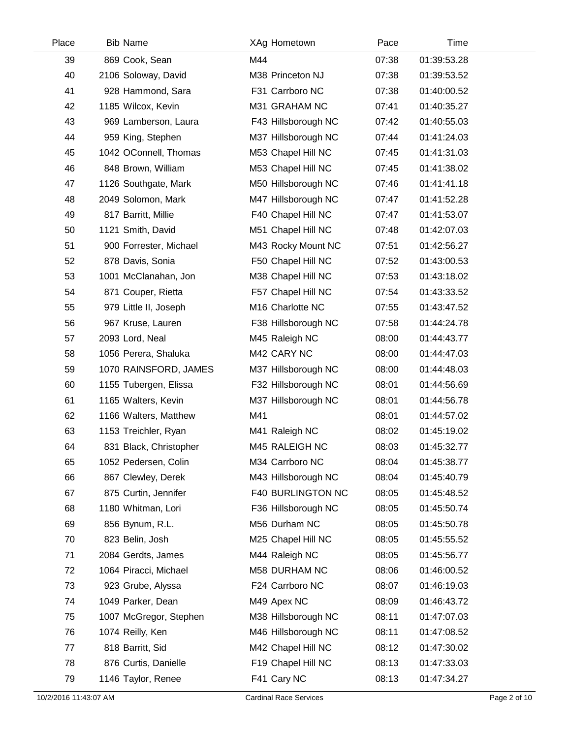| Place | Bib | Name | XAg | Hometown | Pace | Time |
|---|---|---|---|---|---|---|
| 39 | 869 | Cook, Sean | M44 | | 07:38 | 01:39:53.28 |
| 40 | 2106 | Soloway, David | M38 | Princeton NJ | 07:38 | 01:39:53.52 |
| 41 | 928 | Hammond, Sara | F31 | Carrboro NC | 07:38 | 01:40:00.52 |
| 42 | 1185 | Wilcox, Kevin | M31 | GRAHAM NC | 07:41 | 01:40:35.27 |
| 43 | 969 | Lamberson, Laura | F43 | Hillsborough NC | 07:42 | 01:40:55.03 |
| 44 | 959 | King, Stephen | M37 | Hillsborough NC | 07:44 | 01:41:24.03 |
| 45 | 1042 | OConnell, Thomas | M53 | Chapel Hill NC | 07:45 | 01:41:31.03 |
| 46 | 848 | Brown, William | M53 | Chapel Hill NC | 07:45 | 01:41:38.02 |
| 47 | 1126 | Southgate, Mark | M50 | Hillsborough NC | 07:46 | 01:41:41.18 |
| 48 | 2049 | Solomon, Mark | M47 | Hillsborough NC | 07:47 | 01:41:52.28 |
| 49 | 817 | Barritt, Millie | F40 | Chapel Hill NC | 07:47 | 01:41:53.07 |
| 50 | 1121 | Smith, David | M51 | Chapel Hill NC | 07:48 | 01:42:07.03 |
| 51 | 900 | Forrester, Michael | M43 | Rocky Mount NC | 07:51 | 01:42:56.27 |
| 52 | 878 | Davis, Sonia | F50 | Chapel Hill NC | 07:52 | 01:43:00.53 |
| 53 | 1001 | McClanahan, Jon | M38 | Chapel Hill NC | 07:53 | 01:43:18.02 |
| 54 | 871 | Couper, Rietta | F57 | Chapel Hill NC | 07:54 | 01:43:33.52 |
| 55 | 979 | Little II, Joseph | M16 | Charlotte NC | 07:55 | 01:43:47.52 |
| 56 | 967 | Kruse, Lauren | F38 | Hillsborough NC | 07:58 | 01:44:24.78 |
| 57 | 2093 | Lord, Neal | M45 | Raleigh NC | 08:00 | 01:44:43.77 |
| 58 | 1056 | Perera, Shaluka | M42 | CARY NC | 08:00 | 01:44:47.03 |
| 59 | 1070 | RAINSFORD, JAMES | M37 | Hillsborough NC | 08:00 | 01:44:48.03 |
| 60 | 1155 | Tubergen, Elissa | F32 | Hillsborough NC | 08:01 | 01:44:56.69 |
| 61 | 1165 | Walters, Kevin | M37 | Hillsborough NC | 08:01 | 01:44:56.78 |
| 62 | 1166 | Walters, Matthew | M41 | | 08:01 | 01:44:57.02 |
| 63 | 1153 | Treichler, Ryan | M41 | Raleigh NC | 08:02 | 01:45:19.02 |
| 64 | 831 | Black, Christopher | M45 | RALEIGH NC | 08:03 | 01:45:32.77 |
| 65 | 1052 | Pedersen, Colin | M34 | Carrboro NC | 08:04 | 01:45:38.77 |
| 66 | 867 | Clewley, Derek | M43 | Hillsborough NC | 08:04 | 01:45:40.79 |
| 67 | 875 | Curtin, Jennifer | F40 | BURLINGTON NC | 08:05 | 01:45:48.52 |
| 68 | 1180 | Whitman, Lori | F36 | Hillsborough NC | 08:05 | 01:45:50.74 |
| 69 | 856 | Bynum, R.L. | M56 | Durham NC | 08:05 | 01:45:50.78 |
| 70 | 823 | Belin, Josh | M25 | Chapel Hill NC | 08:05 | 01:45:55.52 |
| 71 | 2084 | Gerdts, James | M44 | Raleigh NC | 08:05 | 01:45:56.77 |
| 72 | 1064 | Piracci, Michael | M58 | DURHAM NC | 08:06 | 01:46:00.52 |
| 73 | 923 | Grube, Alyssa | F24 | Carrboro NC | 08:07 | 01:46:19.03 |
| 74 | 1049 | Parker, Dean | M49 | Apex NC | 08:09 | 01:46:43.72 |
| 75 | 1007 | McGregor, Stephen | M38 | Hillsborough NC | 08:11 | 01:47:07.03 |
| 76 | 1074 | Reilly, Ken | M46 | Hillsborough NC | 08:11 | 01:47:08.52 |
| 77 | 818 | Barritt, Sid | M42 | Chapel Hill NC | 08:12 | 01:47:30.02 |
| 78 | 876 | Curtis, Danielle | F19 | Chapel Hill NC | 08:13 | 01:47:33.03 |
| 79 | 1146 | Taylor, Renee | F41 | Cary NC | 08:13 | 01:47:34.27 |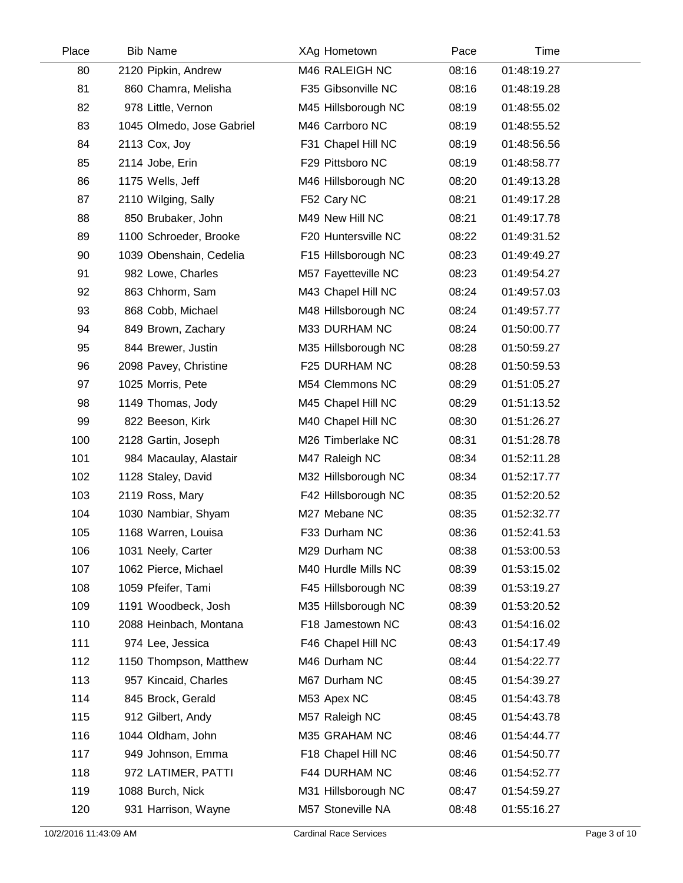| Place | Bib | Name | XAg | Hometown | Pace | Time |
|---|---|---|---|---|---|---|
| 80 | 2120 | Pipkin, Andrew | M46 | RALEIGH NC | 08:16 | 01:48:19.27 |
| 81 | 860 | Chamra, Melisha | F35 | Gibsonville NC | 08:16 | 01:48:19.28 |
| 82 | 978 | Little, Vernon | M45 | Hillsborough NC | 08:19 | 01:48:55.02 |
| 83 | 1045 | Olmedo, Jose Gabriel | M46 | Carrboro NC | 08:19 | 01:48:55.52 |
| 84 | 2113 | Cox, Joy | F31 | Chapel Hill NC | 08:19 | 01:48:56.56 |
| 85 | 2114 | Jobe, Erin | F29 | Pittsboro NC | 08:19 | 01:48:58.77 |
| 86 | 1175 | Wells, Jeff | M46 | Hillsborough NC | 08:20 | 01:49:13.28 |
| 87 | 2110 | Wilging, Sally | F52 | Cary NC | 08:21 | 01:49:17.28 |
| 88 | 850 | Brubaker, John | M49 | New Hill NC | 08:21 | 01:49:17.78 |
| 89 | 1100 | Schroeder, Brooke | F20 | Huntersville NC | 08:22 | 01:49:31.52 |
| 90 | 1039 | Obenshain, Cedelia | F15 | Hillsborough NC | 08:23 | 01:49:49.27 |
| 91 | 982 | Lowe, Charles | M57 | Fayetteville NC | 08:23 | 01:49:54.27 |
| 92 | 863 | Chhorm, Sam | M43 | Chapel Hill NC | 08:24 | 01:49:57.03 |
| 93 | 868 | Cobb, Michael | M48 | Hillsborough NC | 08:24 | 01:49:57.77 |
| 94 | 849 | Brown, Zachary | M33 | DURHAM NC | 08:24 | 01:50:00.77 |
| 95 | 844 | Brewer, Justin | M35 | Hillsborough NC | 08:28 | 01:50:59.27 |
| 96 | 2098 | Pavey, Christine | F25 | DURHAM NC | 08:28 | 01:50:59.53 |
| 97 | 1025 | Morris, Pete | M54 | Clemmons NC | 08:29 | 01:51:05.27 |
| 98 | 1149 | Thomas, Jody | M45 | Chapel Hill NC | 08:29 | 01:51:13.52 |
| 99 | 822 | Beeson, Kirk | M40 | Chapel Hill NC | 08:30 | 01:51:26.27 |
| 100 | 2128 | Gartin, Joseph | M26 | Timberlake NC | 08:31 | 01:51:28.78 |
| 101 | 984 | Macaulay, Alastair | M47 | Raleigh NC | 08:34 | 01:52:11.28 |
| 102 | 1128 | Staley, David | M32 | Hillsborough NC | 08:34 | 01:52:17.77 |
| 103 | 2119 | Ross, Mary | F42 | Hillsborough NC | 08:35 | 01:52:20.52 |
| 104 | 1030 | Nambiar, Shyam | M27 | Mebane NC | 08:35 | 01:52:32.77 |
| 105 | 1168 | Warren, Louisa | F33 | Durham NC | 08:36 | 01:52:41.53 |
| 106 | 1031 | Neely, Carter | M29 | Durham NC | 08:38 | 01:53:00.53 |
| 107 | 1062 | Pierce, Michael | M40 | Hurdle Mills NC | 08:39 | 01:53:15.02 |
| 108 | 1059 | Pfeifer, Tami | F45 | Hillsborough NC | 08:39 | 01:53:19.27 |
| 109 | 1191 | Woodbeck, Josh | M35 | Hillsborough NC | 08:39 | 01:53:20.52 |
| 110 | 2088 | Heinbach, Montana | F18 | Jamestown NC | 08:43 | 01:54:16.02 |
| 111 | 974 | Lee, Jessica | F46 | Chapel Hill NC | 08:43 | 01:54:17.49 |
| 112 | 1150 | Thompson, Matthew | M46 | Durham NC | 08:44 | 01:54:22.77 |
| 113 | 957 | Kincaid, Charles | M67 | Durham NC | 08:45 | 01:54:39.27 |
| 114 | 845 | Brock, Gerald | M53 | Apex NC | 08:45 | 01:54:43.78 |
| 115 | 912 | Gilbert, Andy | M57 | Raleigh NC | 08:45 | 01:54:43.78 |
| 116 | 1044 | Oldham, John | M35 | GRAHAM NC | 08:46 | 01:54:44.77 |
| 117 | 949 | Johnson, Emma | F18 | Chapel Hill NC | 08:46 | 01:54:50.77 |
| 118 | 972 | LATIMER, PATTI | F44 | DURHAM NC | 08:46 | 01:54:52.77 |
| 119 | 1088 | Burch, Nick | M31 | Hillsborough NC | 08:47 | 01:54:59.27 |
| 120 | 931 | Harrison, Wayne | M57 | Stoneville NA | 08:48 | 01:55:16.27 |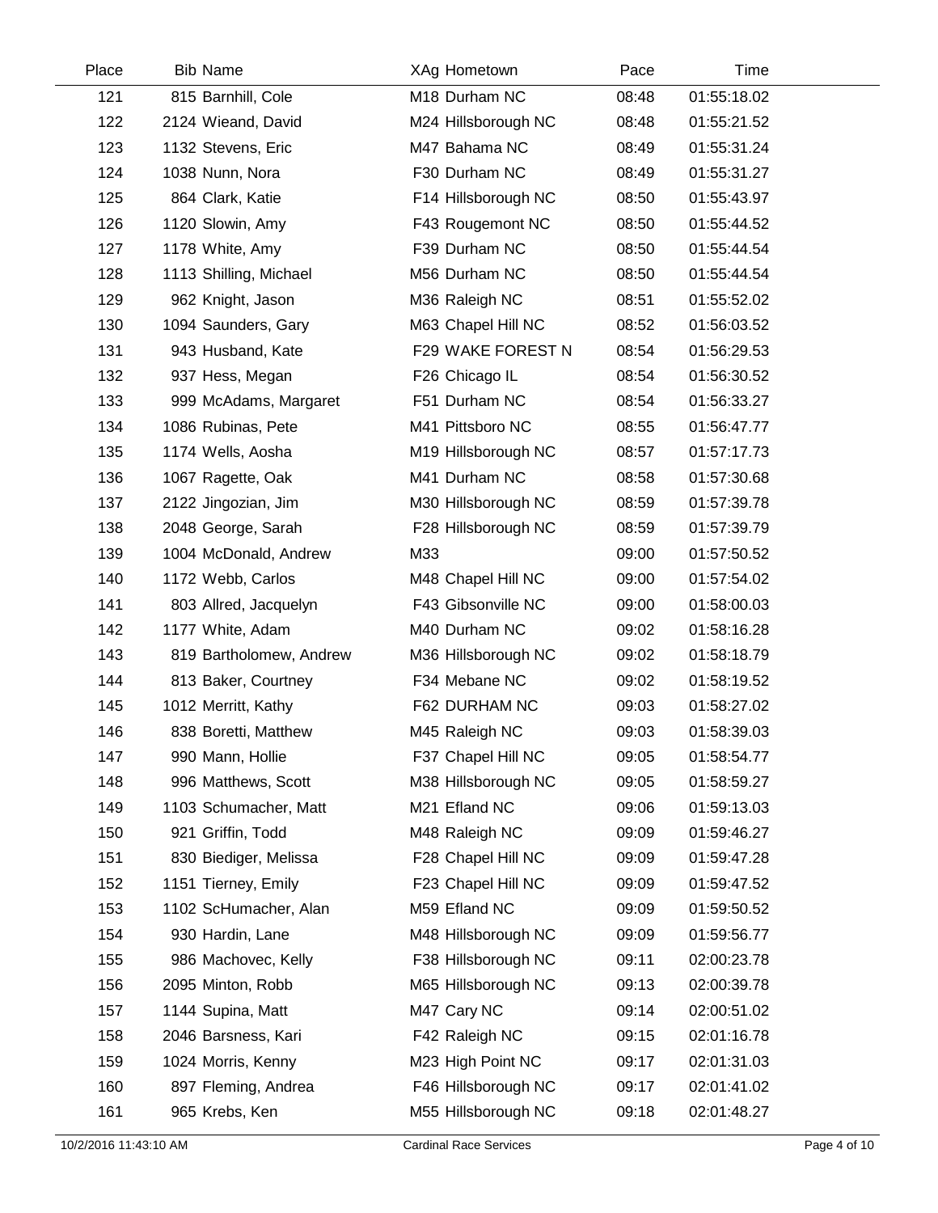| Place | Bib | Name | XAg | Hometown | Pace | Time |
|---|---|---|---|---|---|---|
| 121 | 815 | Barnhill, Cole | M18 | Durham NC | 08:48 | 01:55:18.02 |
| 122 | 2124 | Wieand, David | M24 | Hillsborough NC | 08:48 | 01:55:21.52 |
| 123 | 1132 | Stevens, Eric | M47 | Bahama NC | 08:49 | 01:55:31.24 |
| 124 | 1038 | Nunn, Nora | F30 | Durham NC | 08:49 | 01:55:31.27 |
| 125 | 864 | Clark, Katie | F14 | Hillsborough NC | 08:50 | 01:55:43.97 |
| 126 | 1120 | Slowin, Amy | F43 | Rougemont NC | 08:50 | 01:55:44.52 |
| 127 | 1178 | White, Amy | F39 | Durham NC | 08:50 | 01:55:44.54 |
| 128 | 1113 | Shilling, Michael | M56 | Durham NC | 08:50 | 01:55:44.54 |
| 129 | 962 | Knight, Jason | M36 | Raleigh NC | 08:51 | 01:55:52.02 |
| 130 | 1094 | Saunders, Gary | M63 | Chapel Hill NC | 08:52 | 01:56:03.52 |
| 131 | 943 | Husband, Kate | F29 | WAKE FOREST N | 08:54 | 01:56:29.53 |
| 132 | 937 | Hess, Megan | F26 | Chicago IL | 08:54 | 01:56:30.52 |
| 133 | 999 | McAdams, Margaret | F51 | Durham NC | 08:54 | 01:56:33.27 |
| 134 | 1086 | Rubinas, Pete | M41 | Pittsboro NC | 08:55 | 01:56:47.77 |
| 135 | 1174 | Wells, Aosha | M19 | Hillsborough NC | 08:57 | 01:57:17.73 |
| 136 | 1067 | Ragette, Oak | M41 | Durham NC | 08:58 | 01:57:30.68 |
| 137 | 2122 | Jingozian, Jim | M30 | Hillsborough NC | 08:59 | 01:57:39.78 |
| 138 | 2048 | George, Sarah | F28 | Hillsborough NC | 08:59 | 01:57:39.79 |
| 139 | 1004 | McDonald, Andrew | M33 | | 09:00 | 01:57:50.52 |
| 140 | 1172 | Webb, Carlos | M48 | Chapel Hill NC | 09:00 | 01:57:54.02 |
| 141 | 803 | Allred, Jacquelyn | F43 | Gibsonville NC | 09:00 | 01:58:00.03 |
| 142 | 1177 | White, Adam | M40 | Durham NC | 09:02 | 01:58:16.28 |
| 143 | 819 | Bartholomew, Andrew | M36 | Hillsborough NC | 09:02 | 01:58:18.79 |
| 144 | 813 | Baker, Courtney | F34 | Mebane NC | 09:02 | 01:58:19.52 |
| 145 | 1012 | Merritt, Kathy | F62 | DURHAM NC | 09:03 | 01:58:27.02 |
| 146 | 838 | Boretti, Matthew | M45 | Raleigh NC | 09:03 | 01:58:39.03 |
| 147 | 990 | Mann, Hollie | F37 | Chapel Hill NC | 09:05 | 01:58:54.77 |
| 148 | 996 | Matthews, Scott | M38 | Hillsborough NC | 09:05 | 01:58:59.27 |
| 149 | 1103 | Schumacher, Matt | M21 | Efland NC | 09:06 | 01:59:13.03 |
| 150 | 921 | Griffin, Todd | M48 | Raleigh NC | 09:09 | 01:59:46.27 |
| 151 | 830 | Biediger, Melissa | F28 | Chapel Hill NC | 09:09 | 01:59:47.28 |
| 152 | 1151 | Tierney, Emily | F23 | Chapel Hill NC | 09:09 | 01:59:47.52 |
| 153 | 1102 | ScHumacher, Alan | M59 | Efland NC | 09:09 | 01:59:50.52 |
| 154 | 930 | Hardin, Lane | M48 | Hillsborough NC | 09:09 | 01:59:56.77 |
| 155 | 986 | Machovec, Kelly | F38 | Hillsborough NC | 09:11 | 02:00:23.78 |
| 156 | 2095 | Minton, Robb | M65 | Hillsborough NC | 09:13 | 02:00:39.78 |
| 157 | 1144 | Supina, Matt | M47 | Cary NC | 09:14 | 02:00:51.02 |
| 158 | 2046 | Barsness, Kari | F42 | Raleigh NC | 09:15 | 02:01:16.78 |
| 159 | 1024 | Morris, Kenny | M23 | High Point NC | 09:17 | 02:01:31.03 |
| 160 | 897 | Fleming, Andrea | F46 | Hillsborough NC | 09:17 | 02:01:41.02 |
| 161 | 965 | Krebs, Ken | M55 | Hillsborough NC | 09:18 | 02:01:48.27 |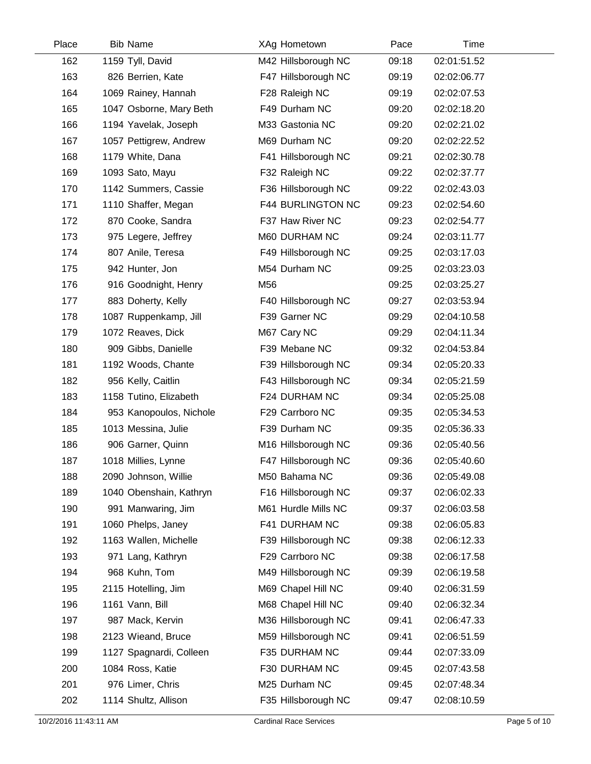| Place | Bib | Name | XAg | Hometown | Pace | Time |
|---|---|---|---|---|---|---|
| 162 | 1159 | Tyll, David | M42 | Hillsborough NC | 09:18 | 02:01:51.52 |
| 163 | 826 | Berrien, Kate | F47 | Hillsborough NC | 09:19 | 02:02:06.77 |
| 164 | 1069 | Rainey, Hannah | F28 | Raleigh NC | 09:19 | 02:02:07.53 |
| 165 | 1047 | Osborne, Mary Beth | F49 | Durham NC | 09:20 | 02:02:18.20 |
| 166 | 1194 | Yavelak, Joseph | M33 | Gastonia NC | 09:20 | 02:02:21.02 |
| 167 | 1057 | Pettigrew, Andrew | M69 | Durham NC | 09:20 | 02:02:22.52 |
| 168 | 1179 | White, Dana | F41 | Hillsborough NC | 09:21 | 02:02:30.78 |
| 169 | 1093 | Sato, Mayu | F32 | Raleigh NC | 09:22 | 02:02:37.77 |
| 170 | 1142 | Summers, Cassie | F36 | Hillsborough NC | 09:22 | 02:02:43.03 |
| 171 | 1110 | Shaffer, Megan | F44 | BURLINGTON NC | 09:23 | 02:02:54.60 |
| 172 | 870 | Cooke, Sandra | F37 | Haw River NC | 09:23 | 02:02:54.77 |
| 173 | 975 | Legere, Jeffrey | M60 | DURHAM NC | 09:24 | 02:03:11.77 |
| 174 | 807 | Anile, Teresa | F49 | Hillsborough NC | 09:25 | 02:03:17.03 |
| 175 | 942 | Hunter, Jon | M54 | Durham NC | 09:25 | 02:03:23.03 |
| 176 | 916 | Goodnight, Henry | M56 | | 09:25 | 02:03:25.27 |
| 177 | 883 | Doherty, Kelly | F40 | Hillsborough NC | 09:27 | 02:03:53.94 |
| 178 | 1087 | Ruppenkamp, Jill | F39 | Garner NC | 09:29 | 02:04:10.58 |
| 179 | 1072 | Reaves, Dick | M67 | Cary NC | 09:29 | 02:04:11.34 |
| 180 | 909 | Gibbs, Danielle | F39 | Mebane NC | 09:32 | 02:04:53.84 |
| 181 | 1192 | Woods, Chante | F39 | Hillsborough NC | 09:34 | 02:05:20.33 |
| 182 | 956 | Kelly, Caitlin | F43 | Hillsborough NC | 09:34 | 02:05:21.59 |
| 183 | 1158 | Tutino, Elizabeth | F24 | DURHAM NC | 09:34 | 02:05:25.08 |
| 184 | 953 | Kanopoulos, Nichole | F29 | Carrboro NC | 09:35 | 02:05:34.53 |
| 185 | 1013 | Messina, Julie | F39 | Durham NC | 09:35 | 02:05:36.33 |
| 186 | 906 | Garner, Quinn | M16 | Hillsborough NC | 09:36 | 02:05:40.56 |
| 187 | 1018 | Millies, Lynne | F47 | Hillsborough NC | 09:36 | 02:05:40.60 |
| 188 | 2090 | Johnson, Willie | M50 | Bahama NC | 09:36 | 02:05:49.08 |
| 189 | 1040 | Obenshain, Kathryn | F16 | Hillsborough NC | 09:37 | 02:06:02.33 |
| 190 | 991 | Manwaring, Jim | M61 | Hurdle Mills NC | 09:37 | 02:06:03.58 |
| 191 | 1060 | Phelps, Janey | F41 | DURHAM NC | 09:38 | 02:06:05.83 |
| 192 | 1163 | Wallen, Michelle | F39 | Hillsborough NC | 09:38 | 02:06:12.33 |
| 193 | 971 | Lang, Kathryn | F29 | Carrboro NC | 09:38 | 02:06:17.58 |
| 194 | 968 | Kuhn, Tom | M49 | Hillsborough NC | 09:39 | 02:06:19.58 |
| 195 | 2115 | Hotelling, Jim | M69 | Chapel Hill NC | 09:40 | 02:06:31.59 |
| 196 | 1161 | Vann, Bill | M68 | Chapel Hill NC | 09:40 | 02:06:32.34 |
| 197 | 987 | Mack, Kervin | M36 | Hillsborough NC | 09:41 | 02:06:47.33 |
| 198 | 2123 | Wieand, Bruce | M59 | Hillsborough NC | 09:41 | 02:06:51.59 |
| 199 | 1127 | Spagnardi, Colleen | F35 | DURHAM NC | 09:44 | 02:07:33.09 |
| 200 | 1084 | Ross, Katie | F30 | DURHAM NC | 09:45 | 02:07:43.58 |
| 201 | 976 | Limer, Chris | M25 | Durham NC | 09:45 | 02:07:48.34 |
| 202 | 1114 | Shultz, Allison | F35 | Hillsborough NC | 09:47 | 02:08:10.59 |

10/2/2016 11:43:11 AM Cardinal Race Services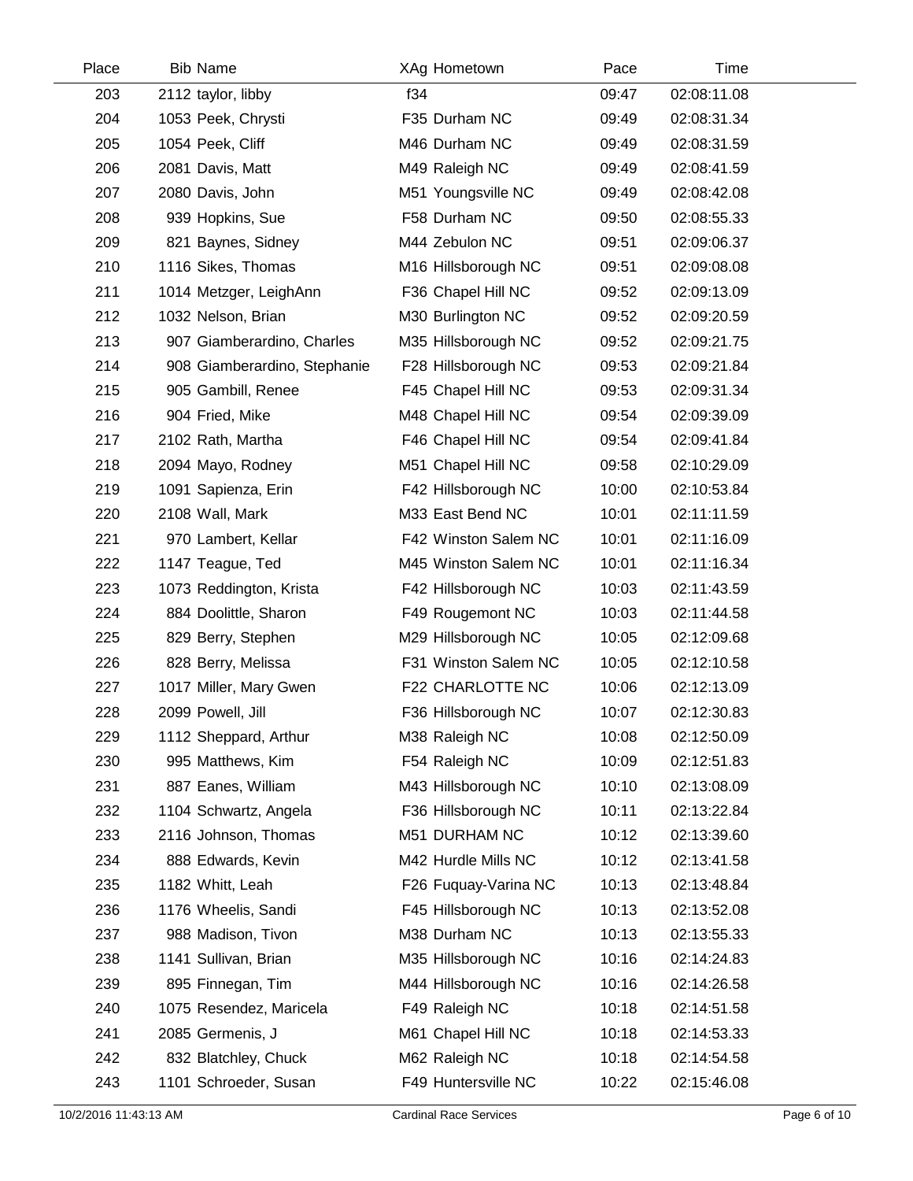| Place | Bib | Name | XAg | Hometown | Pace | Time |
|---|---|---|---|---|---|---|
| 203 | 2112 | taylor, libby | f34 | | 09:47 | 02:08:11.08 |
| 204 | 1053 | Peek, Chrysti | F35 | Durham NC | 09:49 | 02:08:31.34 |
| 205 | 1054 | Peek, Cliff | M46 | Durham NC | 09:49 | 02:08:31.59 |
| 206 | 2081 | Davis, Matt | M49 | Raleigh NC | 09:49 | 02:08:41.59 |
| 207 | 2080 | Davis, John | M51 | Youngsville NC | 09:49 | 02:08:42.08 |
| 208 | 939 | Hopkins, Sue | F58 | Durham NC | 09:50 | 02:08:55.33 |
| 209 | 821 | Baynes, Sidney | M44 | Zebulon NC | 09:51 | 02:09:06.37 |
| 210 | 1116 | Sikes, Thomas | M16 | Hillsborough NC | 09:51 | 02:09:08.08 |
| 211 | 1014 | Metzger, LeighAnn | F36 | Chapel Hill NC | 09:52 | 02:09:13.09 |
| 212 | 1032 | Nelson, Brian | M30 | Burlington NC | 09:52 | 02:09:20.59 |
| 213 | 907 | Giamberardino, Charles | M35 | Hillsborough NC | 09:52 | 02:09:21.75 |
| 214 | 908 | Giamberardino, Stephanie | F28 | Hillsborough NC | 09:53 | 02:09:21.84 |
| 215 | 905 | Gambill, Renee | F45 | Chapel Hill NC | 09:53 | 02:09:31.34 |
| 216 | 904 | Fried, Mike | M48 | Chapel Hill NC | 09:54 | 02:09:39.09 |
| 217 | 2102 | Rath, Martha | F46 | Chapel Hill NC | 09:54 | 02:09:41.84 |
| 218 | 2094 | Mayo, Rodney | M51 | Chapel Hill NC | 09:58 | 02:10:29.09 |
| 219 | 1091 | Sapienza, Erin | F42 | Hillsborough NC | 10:00 | 02:10:53.84 |
| 220 | 2108 | Wall, Mark | M33 | East Bend NC | 10:01 | 02:11:11.59 |
| 221 | 970 | Lambert, Kellar | F42 | Winston Salem NC | 10:01 | 02:11:16.09 |
| 222 | 1147 | Teague, Ted | M45 | Winston Salem NC | 10:01 | 02:11:16.34 |
| 223 | 1073 | Reddington, Krista | F42 | Hillsborough NC | 10:03 | 02:11:43.59 |
| 224 | 884 | Doolittle, Sharon | F49 | Rougemont NC | 10:03 | 02:11:44.58 |
| 225 | 829 | Berry, Stephen | M29 | Hillsborough NC | 10:05 | 02:12:09.68 |
| 226 | 828 | Berry, Melissa | F31 | Winston Salem NC | 10:05 | 02:12:10.58 |
| 227 | 1017 | Miller, Mary Gwen | F22 | CHARLOTTE NC | 10:06 | 02:12:13.09 |
| 228 | 2099 | Powell, Jill | F36 | Hillsborough NC | 10:07 | 02:12:30.83 |
| 229 | 1112 | Sheppard, Arthur | M38 | Raleigh NC | 10:08 | 02:12:50.09 |
| 230 | 995 | Matthews, Kim | F54 | Raleigh NC | 10:09 | 02:12:51.83 |
| 231 | 887 | Eanes, William | M43 | Hillsborough NC | 10:10 | 02:13:08.09 |
| 232 | 1104 | Schwartz, Angela | F36 | Hillsborough NC | 10:11 | 02:13:22.84 |
| 233 | 2116 | Johnson, Thomas | M51 | DURHAM NC | 10:12 | 02:13:39.60 |
| 234 | 888 | Edwards, Kevin | M42 | Hurdle Mills NC | 10:12 | 02:13:41.58 |
| 235 | 1182 | Whitt, Leah | F26 | Fuquay-Varina NC | 10:13 | 02:13:48.84 |
| 236 | 1176 | Wheelis, Sandi | F45 | Hillsborough NC | 10:13 | 02:13:52.08 |
| 237 | 988 | Madison, Tivon | M38 | Durham NC | 10:13 | 02:13:55.33 |
| 238 | 1141 | Sullivan, Brian | M35 | Hillsborough NC | 10:16 | 02:14:24.83 |
| 239 | 895 | Finnegan, Tim | M44 | Hillsborough NC | 10:16 | 02:14:26.58 |
| 240 | 1075 | Resendez, Maricela | F49 | Raleigh NC | 10:18 | 02:14:51.58 |
| 241 | 2085 | Germenis, J | M61 | Chapel Hill NC | 10:18 | 02:14:53.33 |
| 242 | 832 | Blatchley, Chuck | M62 | Raleigh NC | 10:18 | 02:14:54.58 |
| 243 | 1101 | Schroeder, Susan | F49 | Huntersville NC | 10:22 | 02:15:46.08 |

10/2/2016 11:43:13 AM Cardinal Race Services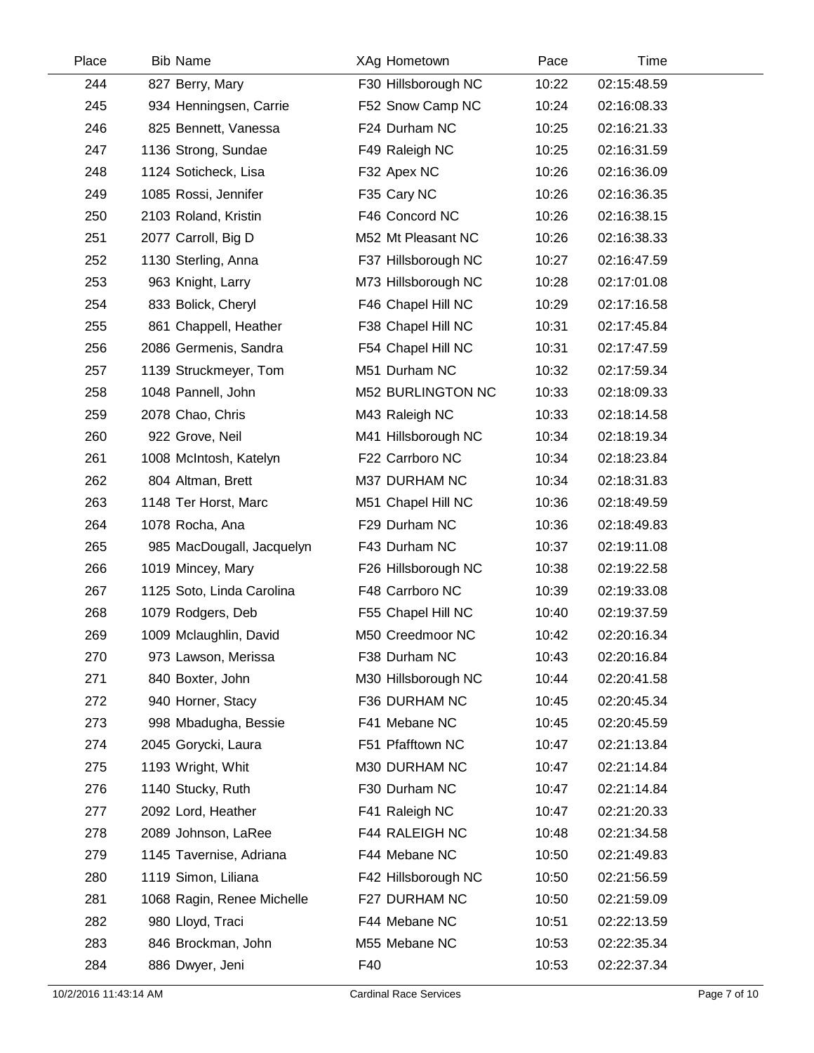| Place | Bib | Name | XAg | Hometown | Pace | Time |
|---|---|---|---|---|---|---|
| 244 | 827 | Berry, Mary | F30 | Hillsborough NC | 10:22 | 02:15:48.59 |
| 245 | 934 | Henningsen, Carrie | F52 | Snow Camp NC | 10:24 | 02:16:08.33 |
| 246 | 825 | Bennett, Vanessa | F24 | Durham NC | 10:25 | 02:16:21.33 |
| 247 | 1136 | Strong, Sundae | F49 | Raleigh NC | 10:25 | 02:16:31.59 |
| 248 | 1124 | Soticheck, Lisa | F32 | Apex NC | 10:26 | 02:16:36.09 |
| 249 | 1085 | Rossi, Jennifer | F35 | Cary NC | 10:26 | 02:16:36.35 |
| 250 | 2103 | Roland, Kristin | F46 | Concord NC | 10:26 | 02:16:38.15 |
| 251 | 2077 | Carroll, Big D | M52 | Mt Pleasant NC | 10:26 | 02:16:38.33 |
| 252 | 1130 | Sterling, Anna | F37 | Hillsborough NC | 10:27 | 02:16:47.59 |
| 253 | 963 | Knight, Larry | M73 | Hillsborough NC | 10:28 | 02:17:01.08 |
| 254 | 833 | Bolick, Cheryl | F46 | Chapel Hill NC | 10:29 | 02:17:16.58 |
| 255 | 861 | Chappell, Heather | F38 | Chapel Hill NC | 10:31 | 02:17:45.84 |
| 256 | 2086 | Germenis, Sandra | F54 | Chapel Hill NC | 10:31 | 02:17:47.59 |
| 257 | 1139 | Struckmeyer, Tom | M51 | Durham NC | 10:32 | 02:17:59.34 |
| 258 | 1048 | Pannell, John | M52 | BURLINGTON NC | 10:33 | 02:18:09.33 |
| 259 | 2078 | Chao, Chris | M43 | Raleigh NC | 10:33 | 02:18:14.58 |
| 260 | 922 | Grove, Neil | M41 | Hillsborough NC | 10:34 | 02:18:19.34 |
| 261 | 1008 | McIntosh, Katelyn | F22 | Carrboro NC | 10:34 | 02:18:23.84 |
| 262 | 804 | Altman, Brett | M37 | DURHAM NC | 10:34 | 02:18:31.83 |
| 263 | 1148 | Ter Horst, Marc | M51 | Chapel Hill NC | 10:36 | 02:18:49.59 |
| 264 | 1078 | Rocha, Ana | F29 | Durham NC | 10:36 | 02:18:49.83 |
| 265 | 985 | MacDougall, Jacquelyn | F43 | Durham NC | 10:37 | 02:19:11.08 |
| 266 | 1019 | Mincey, Mary | F26 | Hillsborough NC | 10:38 | 02:19:22.58 |
| 267 | 1125 | Soto, Linda Carolina | F48 | Carrboro NC | 10:39 | 02:19:33.08 |
| 268 | 1079 | Rodgers, Deb | F55 | Chapel Hill NC | 10:40 | 02:19:37.59 |
| 269 | 1009 | Mclaughlin, David | M50 | Creedmoor NC | 10:42 | 02:20:16.34 |
| 270 | 973 | Lawson, Merissa | F38 | Durham NC | 10:43 | 02:20:16.84 |
| 271 | 840 | Boxter, John | M30 | Hillsborough NC | 10:44 | 02:20:41.58 |
| 272 | 940 | Horner, Stacy | F36 | DURHAM NC | 10:45 | 02:20:45.34 |
| 273 | 998 | Mbadugha, Bessie | F41 | Mebane NC | 10:45 | 02:20:45.59 |
| 274 | 2045 | Gorycki, Laura | F51 | Pfafftown NC | 10:47 | 02:21:13.84 |
| 275 | 1193 | Wright, Whit | M30 | DURHAM NC | 10:47 | 02:21:14.84 |
| 276 | 1140 | Stucky, Ruth | F30 | Durham NC | 10:47 | 02:21:14.84 |
| 277 | 2092 | Lord, Heather | F41 | Raleigh NC | 10:47 | 02:21:20.33 |
| 278 | 2089 | Johnson, LaRee | F44 | RALEIGH NC | 10:48 | 02:21:34.58 |
| 279 | 1145 | Tavernise, Adriana | F44 | Mebane NC | 10:50 | 02:21:49.83 |
| 280 | 1119 | Simon, Liliana | F42 | Hillsborough NC | 10:50 | 02:21:56.59 |
| 281 | 1068 | Ragin, Renee Michelle | F27 | DURHAM NC | 10:50 | 02:21:59.09 |
| 282 | 980 | Lloyd, Traci | F44 | Mebane NC | 10:51 | 02:22:13.59 |
| 283 | 846 | Brockman, John | M55 | Mebane NC | 10:53 | 02:22:35.34 |
| 284 | 886 | Dwyer, Jeni | F40 | | 10:53 | 02:22:37.34 |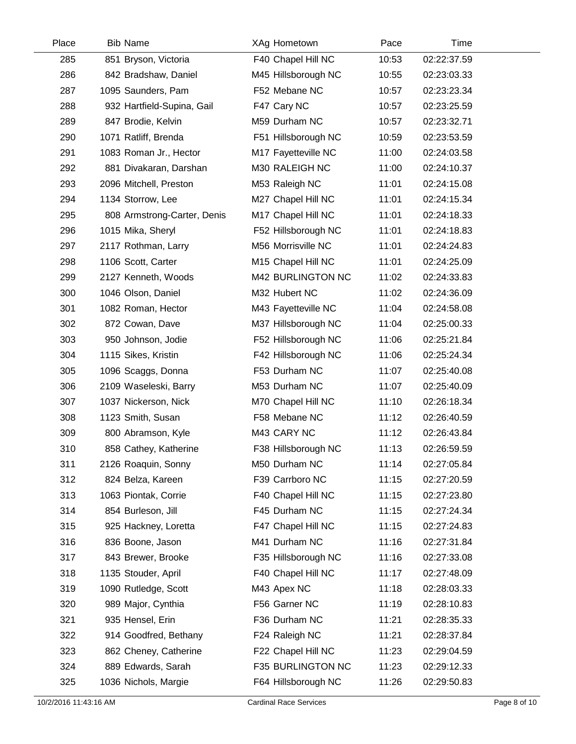| Place | Bib | Name | XAg | Hometown | Pace | Time |
|---|---|---|---|---|---|---|
| 285 | 851 | Bryson, Victoria | F40 | Chapel Hill NC | 10:53 | 02:22:37.59 |
| 286 | 842 | Bradshaw, Daniel | M45 | Hillsborough NC | 10:55 | 02:23:03.33 |
| 287 | 1095 | Saunders, Pam | F52 | Mebane NC | 10:57 | 02:23:23.34 |
| 288 | 932 | Hartfield-Supina, Gail | F47 | Cary NC | 10:57 | 02:23:25.59 |
| 289 | 847 | Brodie, Kelvin | M59 | Durham NC | 10:57 | 02:23:32.71 |
| 290 | 1071 | Ratliff, Brenda | F51 | Hillsborough NC | 10:59 | 02:23:53.59 |
| 291 | 1083 | Roman Jr., Hector | M17 | Fayetteville NC | 11:00 | 02:24:03.58 |
| 292 | 881 | Divakaran, Darshan | M30 | RALEIGH NC | 11:00 | 02:24:10.37 |
| 293 | 2096 | Mitchell, Preston | M53 | Raleigh NC | 11:01 | 02:24:15.08 |
| 294 | 1134 | Storrow, Lee | M27 | Chapel Hill NC | 11:01 | 02:24:15.34 |
| 295 | 808 | Armstrong-Carter, Denis | M17 | Chapel Hill NC | 11:01 | 02:24:18.33 |
| 296 | 1015 | Mika, Sheryl | F52 | Hillsborough NC | 11:01 | 02:24:18.83 |
| 297 | 2117 | Rothman, Larry | M56 | Morrisville NC | 11:01 | 02:24:24.83 |
| 298 | 1106 | Scott, Carter | M15 | Chapel Hill NC | 11:01 | 02:24:25.09 |
| 299 | 2127 | Kenneth, Woods | M42 | BURLINGTON NC | 11:02 | 02:24:33.83 |
| 300 | 1046 | Olson, Daniel | M32 | Hubert NC | 11:02 | 02:24:36.09 |
| 301 | 1082 | Roman, Hector | M43 | Fayetteville NC | 11:04 | 02:24:58.08 |
| 302 | 872 | Cowan, Dave | M37 | Hillsborough NC | 11:04 | 02:25:00.33 |
| 303 | 950 | Johnson, Jodie | F52 | Hillsborough NC | 11:06 | 02:25:21.84 |
| 304 | 1115 | Sikes, Kristin | F42 | Hillsborough NC | 11:06 | 02:25:24.34 |
| 305 | 1096 | Scaggs, Donna | F53 | Durham NC | 11:07 | 02:25:40.08 |
| 306 | 2109 | Waseleski, Barry | M53 | Durham NC | 11:07 | 02:25:40.09 |
| 307 | 1037 | Nickerson, Nick | M70 | Chapel Hill NC | 11:10 | 02:26:18.34 |
| 308 | 1123 | Smith, Susan | F58 | Mebane NC | 11:12 | 02:26:40.59 |
| 309 | 800 | Abramson, Kyle | M43 | CARY NC | 11:12 | 02:26:43.84 |
| 310 | 858 | Cathey, Katherine | F38 | Hillsborough NC | 11:13 | 02:26:59.59 |
| 311 | 2126 | Roaquin, Sonny | M50 | Durham NC | 11:14 | 02:27:05.84 |
| 312 | 824 | Belza, Kareen | F39 | Carrboro NC | 11:15 | 02:27:20.59 |
| 313 | 1063 | Piontak, Corrie | F40 | Chapel Hill NC | 11:15 | 02:27:23.80 |
| 314 | 854 | Burleson, Jill | F45 | Durham NC | 11:15 | 02:27:24.34 |
| 315 | 925 | Hackney, Loretta | F47 | Chapel Hill NC | 11:15 | 02:27:24.83 |
| 316 | 836 | Boone, Jason | M41 | Durham NC | 11:16 | 02:27:31.84 |
| 317 | 843 | Brewer, Brooke | F35 | Hillsborough NC | 11:16 | 02:27:33.08 |
| 318 | 1135 | Stouder, April | F40 | Chapel Hill NC | 11:17 | 02:27:48.09 |
| 319 | 1090 | Rutledge, Scott | M43 | Apex NC | 11:18 | 02:28:03.33 |
| 320 | 989 | Major, Cynthia | F56 | Garner NC | 11:19 | 02:28:10.83 |
| 321 | 935 | Hensel, Erin | F36 | Durham NC | 11:21 | 02:28:35.33 |
| 322 | 914 | Goodfred, Bethany | F24 | Raleigh NC | 11:21 | 02:28:37.84 |
| 323 | 862 | Cheney, Catherine | F22 | Chapel Hill NC | 11:23 | 02:29:04.59 |
| 324 | 889 | Edwards, Sarah | F35 | BURLINGTON NC | 11:23 | 02:29:12.33 |
| 325 | 1036 | Nichols, Margie | F64 | Hillsborough NC | 11:26 | 02:29:50.83 |

10/2/2016 11:43:16 AM    Cardinal Race Services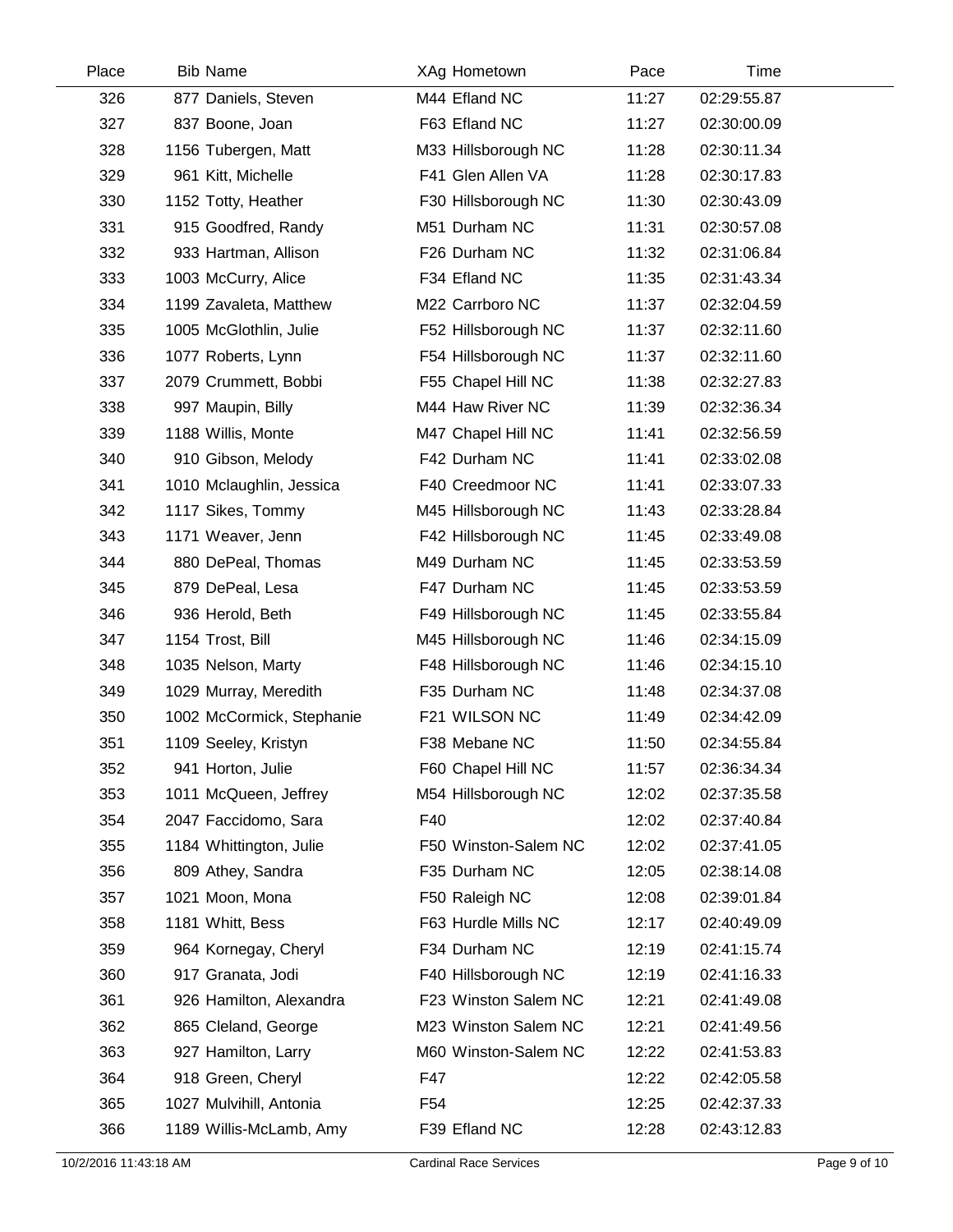| Place | Bib | Name | XAg | Hometown | Pace | Time |
|---|---|---|---|---|---|---|
| 326 | 877 | Daniels, Steven | M44 | Efland NC | 11:27 | 02:29:55.87 |
| 327 | 837 | Boone, Joan | F63 | Efland NC | 11:27 | 02:30:00.09 |
| 328 | 1156 | Tubergen, Matt | M33 | Hillsborough NC | 11:28 | 02:30:11.34 |
| 329 | 961 | Kitt, Michelle | F41 | Glen Allen VA | 11:28 | 02:30:17.83 |
| 330 | 1152 | Totty, Heather | F30 | Hillsborough NC | 11:30 | 02:30:43.09 |
| 331 | 915 | Goodfred, Randy | M51 | Durham NC | 11:31 | 02:30:57.08 |
| 332 | 933 | Hartman, Allison | F26 | Durham NC | 11:32 | 02:31:06.84 |
| 333 | 1003 | McCurry, Alice | F34 | Efland NC | 11:35 | 02:31:43.34 |
| 334 | 1199 | Zavaleta, Matthew | M22 | Carrboro NC | 11:37 | 02:32:04.59 |
| 335 | 1005 | McGlothlin, Julie | F52 | Hillsborough NC | 11:37 | 02:32:11.60 |
| 336 | 1077 | Roberts, Lynn | F54 | Hillsborough NC | 11:37 | 02:32:11.60 |
| 337 | 2079 | Crummett, Bobbi | F55 | Chapel Hill NC | 11:38 | 02:32:27.83 |
| 338 | 997 | Maupin, Billy | M44 | Haw River NC | 11:39 | 02:32:36.34 |
| 339 | 1188 | Willis, Monte | M47 | Chapel Hill NC | 11:41 | 02:32:56.59 |
| 340 | 910 | Gibson, Melody | F42 | Durham NC | 11:41 | 02:33:02.08 |
| 341 | 1010 | Mclaughlin, Jessica | F40 | Creedmoor NC | 11:41 | 02:33:07.33 |
| 342 | 1117 | Sikes, Tommy | M45 | Hillsborough NC | 11:43 | 02:33:28.84 |
| 343 | 1171 | Weaver, Jenn | F42 | Hillsborough NC | 11:45 | 02:33:49.08 |
| 344 | 880 | DePeal, Thomas | M49 | Durham NC | 11:45 | 02:33:53.59 |
| 345 | 879 | DePeal, Lesa | F47 | Durham NC | 11:45 | 02:33:53.59 |
| 346 | 936 | Herold, Beth | F49 | Hillsborough NC | 11:45 | 02:33:55.84 |
| 347 | 1154 | Trost, Bill | M45 | Hillsborough NC | 11:46 | 02:34:15.09 |
| 348 | 1035 | Nelson, Marty | F48 | Hillsborough NC | 11:46 | 02:34:15.10 |
| 349 | 1029 | Murray, Meredith | F35 | Durham NC | 11:48 | 02:34:37.08 |
| 350 | 1002 | McCormick, Stephanie | F21 | WILSON NC | 11:49 | 02:34:42.09 |
| 351 | 1109 | Seeley, Kristyn | F38 | Mebane NC | 11:50 | 02:34:55.84 |
| 352 | 941 | Horton, Julie | F60 | Chapel Hill NC | 11:57 | 02:36:34.34 |
| 353 | 1011 | McQueen, Jeffrey | M54 | Hillsborough NC | 12:02 | 02:37:35.58 |
| 354 | 2047 | Faccidomo, Sara | F40 | | 12:02 | 02:37:40.84 |
| 355 | 1184 | Whittington, Julie | F50 | Winston-Salem NC | 12:02 | 02:37:41.05 |
| 356 | 809 | Athey, Sandra | F35 | Durham NC | 12:05 | 02:38:14.08 |
| 357 | 1021 | Moon, Mona | F50 | Raleigh NC | 12:08 | 02:39:01.84 |
| 358 | 1181 | Whitt, Bess | F63 | Hurdle Mills NC | 12:17 | 02:40:49.09 |
| 359 | 964 | Kornegay, Cheryl | F34 | Durham NC | 12:19 | 02:41:15.74 |
| 360 | 917 | Granata, Jodi | F40 | Hillsborough NC | 12:19 | 02:41:16.33 |
| 361 | 926 | Hamilton, Alexandra | F23 | Winston Salem NC | 12:21 | 02:41:49.08 |
| 362 | 865 | Cleland, George | M23 | Winston Salem NC | 12:21 | 02:41:49.56 |
| 363 | 927 | Hamilton, Larry | M60 | Winston-Salem NC | 12:22 | 02:41:53.83 |
| 364 | 918 | Green, Cheryl | F47 | | 12:22 | 02:42:05.58 |
| 365 | 1027 | Mulvihill, Antonia | F54 | | 12:25 | 02:42:37.33 |
| 366 | 1189 | Willis-McLamb, Amy | F39 | Efland NC | 12:28 | 02:43:12.83 |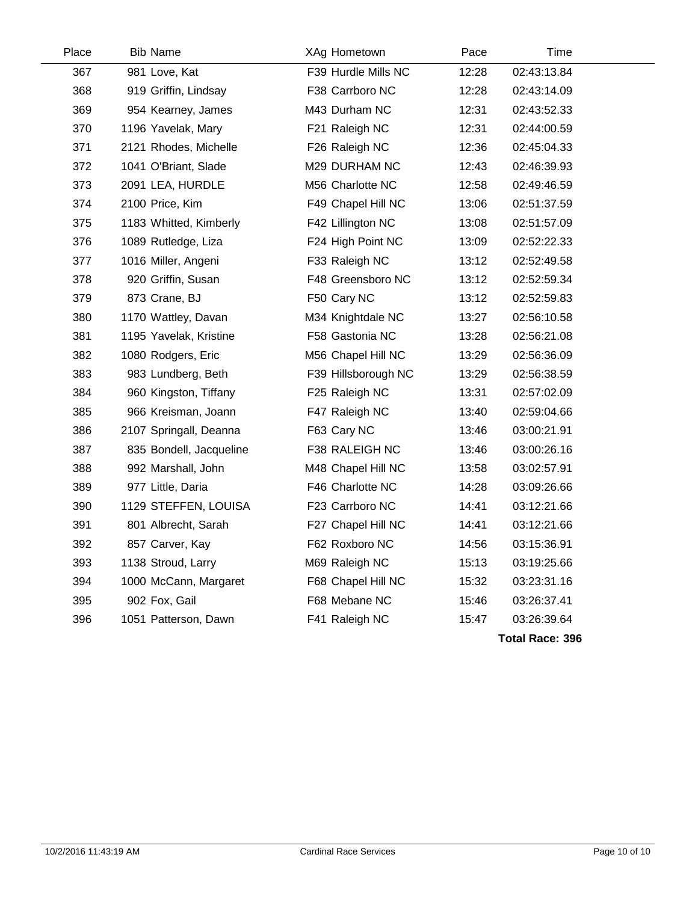| Place | Bib | Name | XAg | Hometown | Pace | Time |
|---|---|---|---|---|---|---|
| 367 | 981 | Love, Kat | F39 | Hurdle Mills NC | 12:28 | 02:43:13.84 |
| 368 | 919 | Griffin, Lindsay | F38 | Carrboro NC | 12:28 | 02:43:14.09 |
| 369 | 954 | Kearney, James | M43 | Durham NC | 12:31 | 02:43:52.33 |
| 370 | 1196 | Yavelak, Mary | F21 | Raleigh NC | 12:31 | 02:44:00.59 |
| 371 | 2121 | Rhodes, Michelle | F26 | Raleigh NC | 12:36 | 02:45:04.33 |
| 372 | 1041 | O'Briant, Slade | M29 | DURHAM NC | 12:43 | 02:46:39.93 |
| 373 | 2091 | LEA, HURDLE | M56 | Charlotte NC | 12:58 | 02:49:46.59 |
| 374 | 2100 | Price, Kim | F49 | Chapel Hill NC | 13:06 | 02:51:37.59 |
| 375 | 1183 | Whitted, Kimberly | F42 | Lillington NC | 13:08 | 02:51:57.09 |
| 376 | 1089 | Rutledge, Liza | F24 | High Point NC | 13:09 | 02:52:22.33 |
| 377 | 1016 | Miller, Angeni | F33 | Raleigh NC | 13:12 | 02:52:49.58 |
| 378 | 920 | Griffin, Susan | F48 | Greensboro NC | 13:12 | 02:52:59.34 |
| 379 | 873 | Crane, BJ | F50 | Cary NC | 13:12 | 02:52:59.83 |
| 380 | 1170 | Wattley, Davan | M34 | Knightdale NC | 13:27 | 02:56:10.58 |
| 381 | 1195 | Yavelak, Kristine | F58 | Gastonia NC | 13:28 | 02:56:21.08 |
| 382 | 1080 | Rodgers, Eric | M56 | Chapel Hill NC | 13:29 | 02:56:36.09 |
| 383 | 983 | Lundberg, Beth | F39 | Hillsborough NC | 13:29 | 02:56:38.59 |
| 384 | 960 | Kingston, Tiffany | F25 | Raleigh NC | 13:31 | 02:57:02.09 |
| 385 | 966 | Kreisman, Joann | F47 | Raleigh NC | 13:40 | 02:59:04.66 |
| 386 | 2107 | Springall, Deanna | F63 | Cary NC | 13:46 | 03:00:21.91 |
| 387 | 835 | Bondell, Jacqueline | F38 | RALEIGH NC | 13:46 | 03:00:26.16 |
| 388 | 992 | Marshall, John | M48 | Chapel Hill NC | 13:58 | 03:02:57.91 |
| 389 | 977 | Little, Daria | F46 | Charlotte NC | 14:28 | 03:09:26.66 |
| 390 | 1129 | STEFFEN, LOUISA | F23 | Carrboro NC | 14:41 | 03:12:21.66 |
| 391 | 801 | Albrecht, Sarah | F27 | Chapel Hill NC | 14:41 | 03:12:21.66 |
| 392 | 857 | Carver, Kay | F62 | Roxboro NC | 14:56 | 03:15:36.91 |
| 393 | 1138 | Stroud, Larry | M69 | Raleigh NC | 15:13 | 03:19:25.66 |
| 394 | 1000 | McCann, Margaret | F68 | Chapel Hill NC | 15:32 | 03:23:31.16 |
| 395 | 902 | Fox, Gail | F68 | Mebane NC | 15:46 | 03:26:37.41 |
| 396 | 1051 | Patterson, Dawn | F41 | Raleigh NC | 15:47 | 03:26:39.64 |

**Total Race: 396**